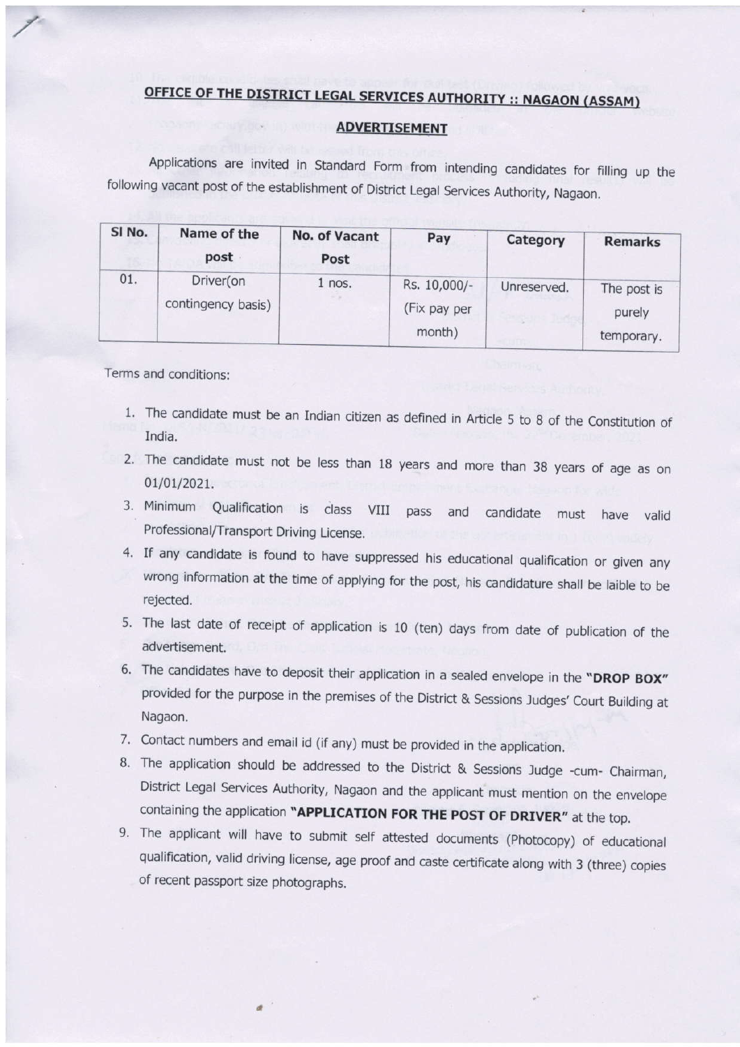## OFFICE OF THE DISTRICT LEGAL SERVICES AUTHORITY :: NAGAON (ASSAM)

### ADVERTISEMENT

Applications are invited in Standard Form from intending candidates for filling up the following vacant post of the establishment of District Legal Services Authority, Nagaon.

| Sl No. | Name of the post | No. of Vacant Post | Pay | Category | Remarks |
|---|---|---|---|---|---|
| 01. | Driver(on contingency basis) | 1 nos. | Rs. 10,000/- (Fix pay per month) | Unreserved. | The post is purely temporary. |

Terms and conditions:

1. The candidate must be an Indian citizen as defined in Article 5 to 8 of the Constitution of India.
2. The candidate must not be less than 18 years and more than 38 years of age as on 01/01/2021.
3. Minimum Qualification is class VIII pass and candidate must have valid Professional/Transport Driving License.
4. If any candidate is found to have suppressed his educational qualification or given any wrong information at the time of applying for the post, his candidature shall be laible to be rejected.
5. The last date of receipt of application is 10 (ten) days from date of publication of the advertisement.
6. The candidates have to deposit their application in a sealed envelope in the **"DROP BOX"** provided for the purpose in the premises of the District & Sessions Judges' Court Building at Nagaon.
7. Contact numbers and email id (if any) must be provided in the application.
8. The application should be addressed to the District & Sessions Judge -cum- Chairman, District Legal Services Authority, Nagaon and the applicant must mention on the envelope containing the application **"APPLICATION FOR THE POST OF DRIVER"** at the top.
9. The applicant will have to submit self attested documents (Photocopy) of educational qualification, valid driving license, age proof and caste certificate along with 3 (three) copies of recent passport size photographs.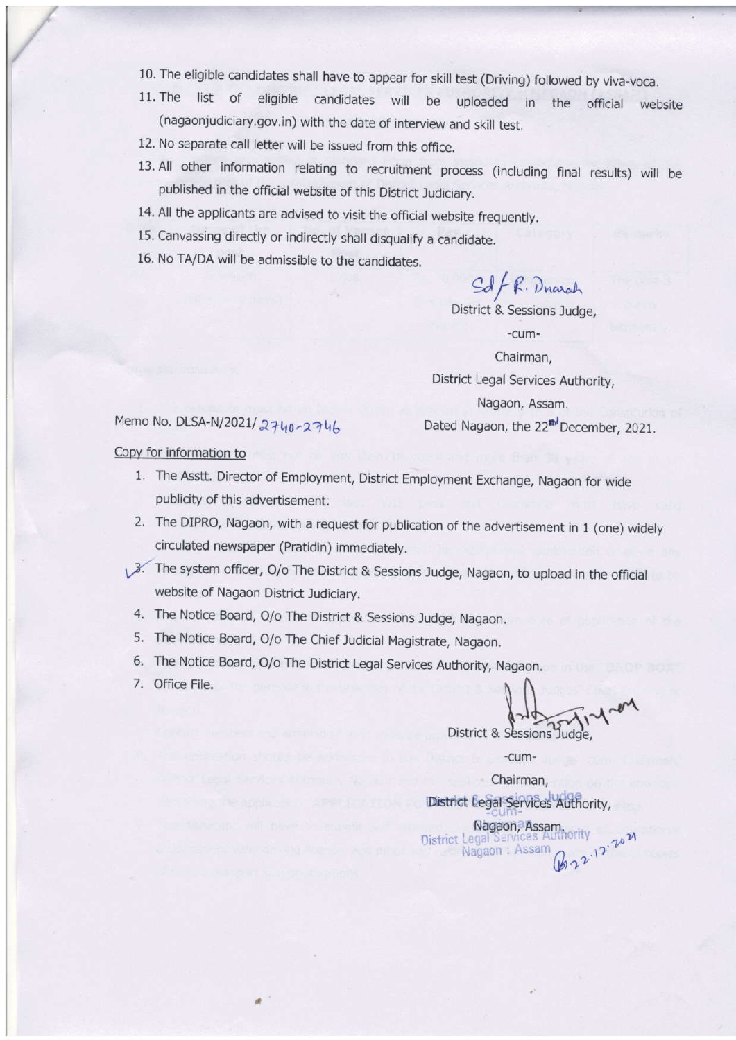10. The eligible candidates shall have to appear for skill test (Driving) followed by viva-voca.
11. The list of eligible candidates will be uploaded in the official website (nagaonjudiciary.gov.in) with the date of interview and skill test.
12. No separate call letter will be issued from this office.
13. All other information relating to recruitment process (including final results) will be published in the official website of this District Judiciary.
14. All the applicants are advised to visit the official website frequently.
15. Canvassing directly or indirectly shall disqualify a candidate.
16. No TA/DA will be admissible to the candidates.

Sd/- R. Duarah

District & Sessions Judge,

-cum-

Chairman,

District Legal Services Authority,

Nagaon, Assam.

Memo No. DLSA-N/2021/ 2740-2746

Dated Nagaon, the 22nd December, 2021.

Copy for information to

1. The Asstt. Director of Employment, District Employment Exchange, Nagaon for wide publicity of this advertisement.
2. The DIPRO, Nagaon, with a request for publication of the advertisement in 1 (one) widely circulated newspaper (Pratidin) immediately.
3. The system officer, O/o The District & Sessions Judge, Nagaon, to upload in the official website of Nagaon District Judiciary.
4. The Notice Board, O/o The District & Sessions Judge, Nagaon.
5. The Notice Board, O/o The Chief Judicial Magistrate, Nagaon.
6. The Notice Board, O/o The District Legal Services Authority, Nagaon.
7. Office File.

District & Sessions Judge,

-cum-

Chairman,

District Legal Services Authority,

Nagaon, Assam.

District & Sessions Judge -cum- Chairman District Legal Services Authority Nagaon : Assam

22.12.2021